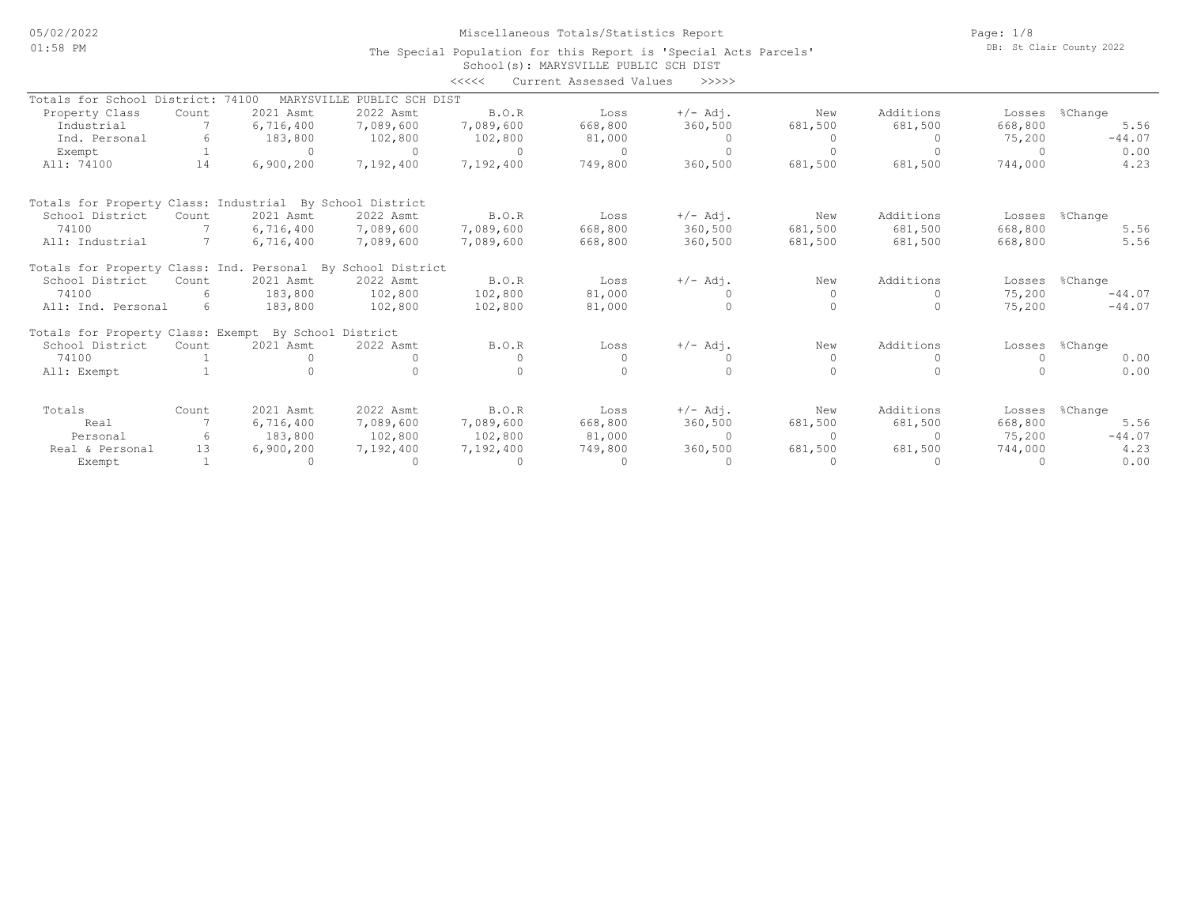Miscellaneous Totals/Statistics Report

The Special Population for this Report is 'Special Acts Parcels'

School(s): MARYSVILLE PUBLIC SCH DIST

<<<<< Current Assessed Values >>>>>

DB: St Clair County 2022

05/02/2022 01:58 PM

## Totals for School District: 74100 MARYSVILLE PUBLIC SCH DIST

| Property Class | Count | 2021 Asmt | 2022 Asmt | B.O.R | Loss | +/- Adj. | New | Additions | Losses | %Change |
|---|---|---|---|---|---|---|---|---|---|---|
| Industrial | 7 | 6,716,400 | 7,089,600 | 7,089,600 | 668,800 | 360,500 | 681,500 | 681,500 | 668,800 | 5.56 |
| Ind. Personal | 6 | 183,800 | 102,800 | 102,800 | 81,000 | 0 | 0 | 0 | 75,200 | -44.07 |
| Exempt | 1 | 0 | 0 | 0 | 0 | 0 | 0 | 0 | 0 | 0.00 |
| All: 74100 | 14 | 6,900,200 | 7,192,400 | 7,192,400 | 749,800 | 360,500 | 681,500 | 681,500 | 744,000 | 4.23 |

## Totals for Property Class: Industrial By School District

| School District | Count | 2021 Asmt | 2022 Asmt | B.O.R | Loss | +/- Adj. | New | Additions | Losses | %Change |
|---|---|---|---|---|---|---|---|---|---|---|
| 74100 | 7 | 6,716,400 | 7,089,600 | 7,089,600 | 668,800 | 360,500 | 681,500 | 681,500 | 668,800 | 5.56 |
| All: Industrial | 7 | 6,716,400 | 7,089,600 | 7,089,600 | 668,800 | 360,500 | 681,500 | 681,500 | 668,800 | 5.56 |

## Totals for Property Class: Ind. Personal By School District

| School District | Count | 2021 Asmt | 2022 Asmt | B.O.R | Loss | +/- Adj. | New | Additions | Losses | %Change |
|---|---|---|---|---|---|---|---|---|---|---|
| 74100 | 6 | 183,800 | 102,800 | 102,800 | 81,000 | 0 | 0 | 0 | 75,200 | -44.07 |
| All: Ind. Personal | 6 | 183,800 | 102,800 | 102,800 | 81,000 | 0 | 0 | 0 | 75,200 | -44.07 |

## Totals for Property Class: Exempt By School District

| School District | Count | 2021 Asmt | 2022 Asmt | B.O.R | Loss | +/- Adj. | New | Additions | Losses | %Change |
|---|---|---|---|---|---|---|---|---|---|---|
| 74100 | 1 | 0 | 0 | 0 | 0 | 0 | 0 | 0 | 0 | 0.00 |
| All: Exempt | 1 | 0 | 0 | 0 | 0 | 0 | 0 | 0 | 0 | 0.00 |

## Totals

| Totals | Count | 2021 Asmt | 2022 Asmt | B.O.R | Loss | +/- Adj. | New | Additions | Losses | %Change |
|---|---|---|---|---|---|---|---|---|---|---|
| Real | 7 | 6,716,400 | 7,089,600 | 7,089,600 | 668,800 | 360,500 | 681,500 | 681,500 | 668,800 | 5.56 |
| Personal | 6 | 183,800 | 102,800 | 102,800 | 81,000 | 0 | 0 | 0 | 75,200 | -44.07 |
| Real & Personal | 13 | 6,900,200 | 7,192,400 | 7,192,400 | 749,800 | 360,500 | 681,500 | 681,500 | 744,000 | 4.23 |
| Exempt | 1 | 0 | 0 | 0 | 0 | 0 | 0 | 0 | 0 | 0.00 |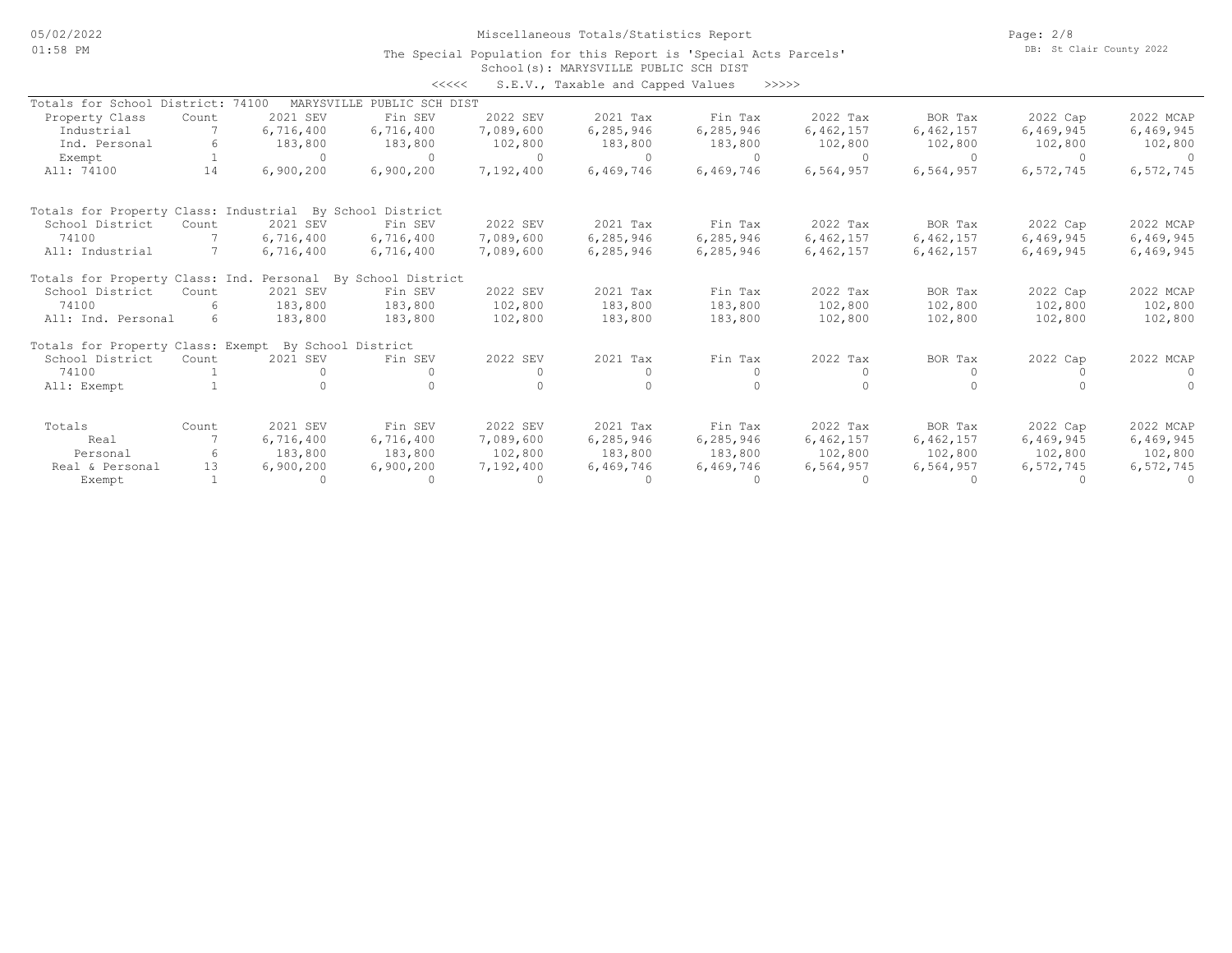Miscellaneous Totals/Statistics Report

The Special Population for this Report is 'Special Acts Parcels'

School(s): MARYSVILLE PUBLIC SCH DIST

<<<<< S.E.V., Taxable and Capped Values >>>>>

Totals for School District: 74100 MARYSVILLE PUBLIC SCH DIST

| Property Class | Count | 2021 SEV | Fin SEV | 2022 SEV | 2021 Tax | Fin Tax | 2022 Tax | BOR Tax | 2022 Cap | 2022 MCAP |
|---|---|---|---|---|---|---|---|---|---|---|
| Industrial | 7 | 6,716,400 | 6,716,400 | 7,089,600 | 6,285,946 | 6,285,946 | 6,462,157 | 6,462,157 | 6,469,945 | 6,469,945 |
| Ind. Personal | 6 | 183,800 | 183,800 | 102,800 | 183,800 | 183,800 | 102,800 | 102,800 | 102,800 | 102,800 |
| Exempt | 1 | 0 | 0 | 0 | 0 | 0 | 0 | 0 | 0 | 0 |
| All: 74100 | 14 | 6,900,200 | 6,900,200 | 7,192,400 | 6,469,746 | 6,469,746 | 6,564,957 | 6,564,957 | 6,572,745 | 6,572,745 |

Totals for Property Class: Industrial By School District

| School District | Count | 2021 SEV | Fin SEV | 2022 SEV | 2021 Tax | Fin Tax | 2022 Tax | BOR Tax | 2022 Cap | 2022 MCAP |
|---|---|---|---|---|---|---|---|---|---|---|
| 74100 | 7 | 6,716,400 | 6,716,400 | 7,089,600 | 6,285,946 | 6,285,946 | 6,462,157 | 6,462,157 | 6,469,945 | 6,469,945 |
| All: Industrial | 7 | 6,716,400 | 6,716,400 | 7,089,600 | 6,285,946 | 6,285,946 | 6,462,157 | 6,462,157 | 6,469,945 | 6,469,945 |

Totals for Property Class: Ind. Personal By School District

| School District | Count | 2021 SEV | Fin SEV | 2022 SEV | 2021 Tax | Fin Tax | 2022 Tax | BOR Tax | 2022 Cap | 2022 MCAP |
|---|---|---|---|---|---|---|---|---|---|---|
| 74100 | 6 | 183,800 | 183,800 | 102,800 | 183,800 | 183,800 | 102,800 | 102,800 | 102,800 | 102,800 |
| All: Ind. Personal | 6 | 183,800 | 183,800 | 102,800 | 183,800 | 183,800 | 102,800 | 102,800 | 102,800 | 102,800 |

Totals for Property Class: Exempt By School District

| School District | Count | 2021 SEV | Fin SEV | 2022 SEV | 2021 Tax | Fin Tax | 2022 Tax | BOR Tax | 2022 Cap | 2022 MCAP |
|---|---|---|---|---|---|---|---|---|---|---|
| 74100 | 1 | 0 | 0 | 0 | 0 | 0 | 0 | 0 | 0 | 0 |
| All: Exempt | 1 | 0 | 0 | 0 | 0 | 0 | 0 | 0 | 0 | 0 |

| Totals | Count | 2021 SEV | Fin SEV | 2022 SEV | 2021 Tax | Fin Tax | 2022 Tax | BOR Tax | 2022 Cap | 2022 MCAP |
|---|---|---|---|---|---|---|---|---|---|---|
| Real | 7 | 6,716,400 | 6,716,400 | 7,089,600 | 6,285,946 | 6,285,946 | 6,462,157 | 6,462,157 | 6,469,945 | 6,469,945 |
| Personal | 6 | 183,800 | 183,800 | 102,800 | 183,800 | 183,800 | 102,800 | 102,800 | 102,800 | 102,800 |
| Real & Personal | 13 | 6,900,200 | 6,900,200 | 7,192,400 | 6,469,746 | 6,469,746 | 6,564,957 | 6,564,957 | 6,572,745 | 6,572,745 |
| Exempt | 1 | 0 | 0 | 0 | 0 | 0 | 0 | 0 | 0 | 0 |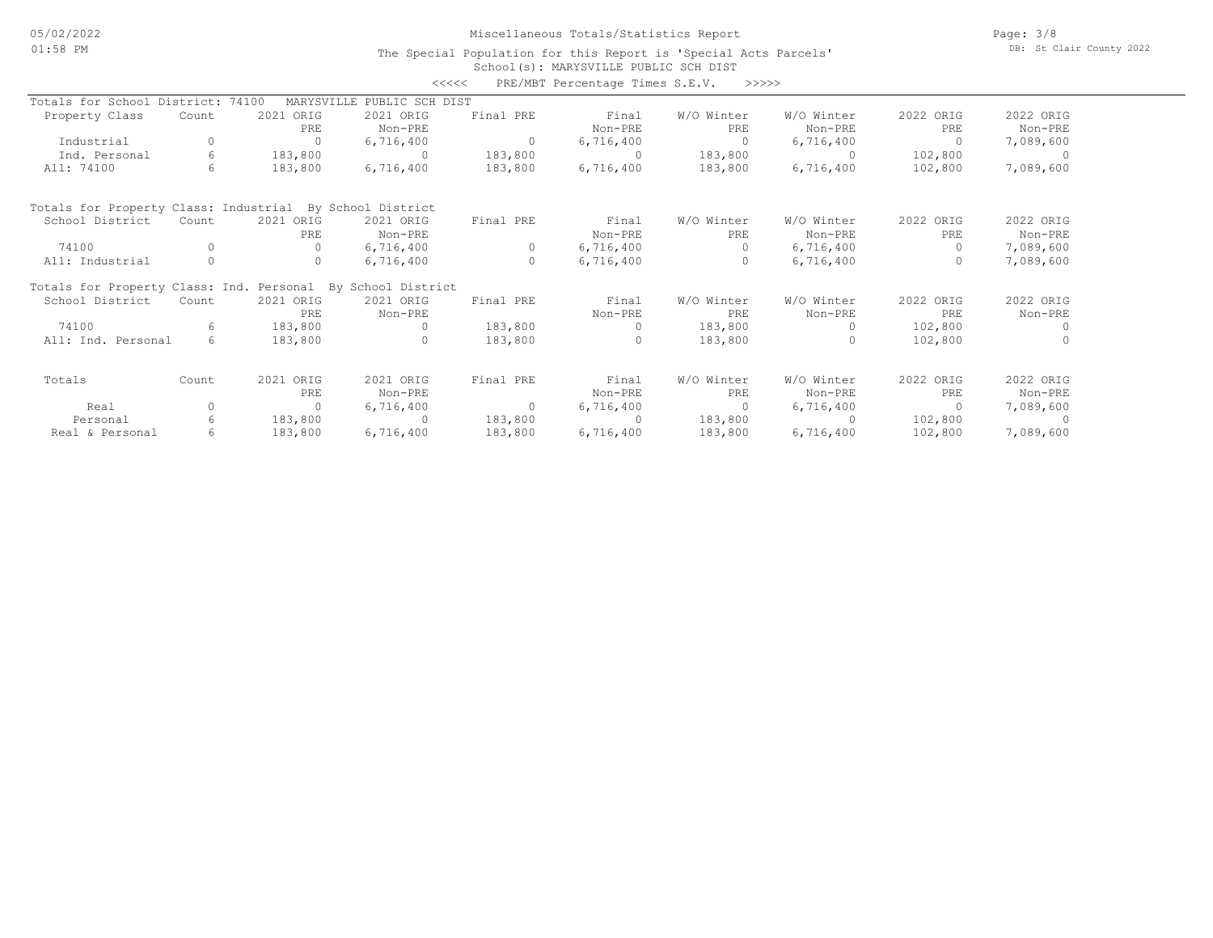Miscellaneous Totals/Statistics Report

The Special Population for this Report is 'Special Acts Parcels'

School(s): MARYSVILLE PUBLIC SCH DIST

<<<<< PRE/MBT Percentage Times S.E.V. >>>>>

Totals for School District: 74100 MARYSVILLE PUBLIC SCH DIST

| Property Class | Count | 2021 ORIG PRE | 2021 ORIG Non-PRE | Final PRE | Final Non-PRE | W/O Winter PRE | W/O Winter Non-PRE | 2022 ORIG PRE | 2022 ORIG Non-PRE |
|---|---|---|---|---|---|---|---|---|---|
| Industrial | 0 | 0 | 6,716,400 | 0 | 6,716,400 | 0 | 6,716,400 | 0 | 7,089,600 |
| Ind. Personal | 6 | 183,800 | 0 | 183,800 | 0 | 183,800 | 0 | 102,800 | 0 |
| All: 74100 | 6 | 183,800 | 6,716,400 | 183,800 | 6,716,400 | 183,800 | 6,716,400 | 102,800 | 7,089,600 |

Totals for Property Class: Industrial By School District

| School District | Count | 2021 ORIG PRE | 2021 ORIG Non-PRE | Final PRE | Final Non-PRE | W/O Winter PRE | W/O Winter Non-PRE | 2022 ORIG PRE | 2022 ORIG Non-PRE |
|---|---|---|---|---|---|---|---|---|---|
| 74100 | 0 | 0 | 6,716,400 | 0 | 6,716,400 | 0 | 6,716,400 | 0 | 7,089,600 |
| All: Industrial | 0 | 0 | 6,716,400 | 0 | 6,716,400 | 0 | 6,716,400 | 0 | 7,089,600 |

Totals for Property Class: Ind. Personal By School District

| School District | Count | 2021 ORIG PRE | 2021 ORIG Non-PRE | Final PRE | Final Non-PRE | W/O Winter PRE | W/O Winter Non-PRE | 2022 ORIG PRE | 2022 ORIG Non-PRE |
|---|---|---|---|---|---|---|---|---|---|
| 74100 | 6 | 183,800 | 0 | 183,800 | 0 | 183,800 | 0 | 102,800 | 0 |
| All: Ind. Personal | 6 | 183,800 | 0 | 183,800 | 0 | 183,800 | 0 | 102,800 | 0 |

| Totals | Count | 2021 ORIG PRE | 2021 ORIG Non-PRE | Final PRE | Final Non-PRE | W/O Winter PRE | W/O Winter Non-PRE | 2022 ORIG PRE | 2022 ORIG Non-PRE |
|---|---|---|---|---|---|---|---|---|---|
| Real | 0 | 0 | 6,716,400 | 0 | 6,716,400 | 0 | 6,716,400 | 0 | 7,089,600 |
| Personal | 6 | 183,800 | 0 | 183,800 | 0 | 183,800 | 0 | 102,800 | 0 |
| Real & Personal | 6 | 183,800 | 6,716,400 | 183,800 | 6,716,400 | 183,800 | 6,716,400 | 102,800 | 7,089,600 |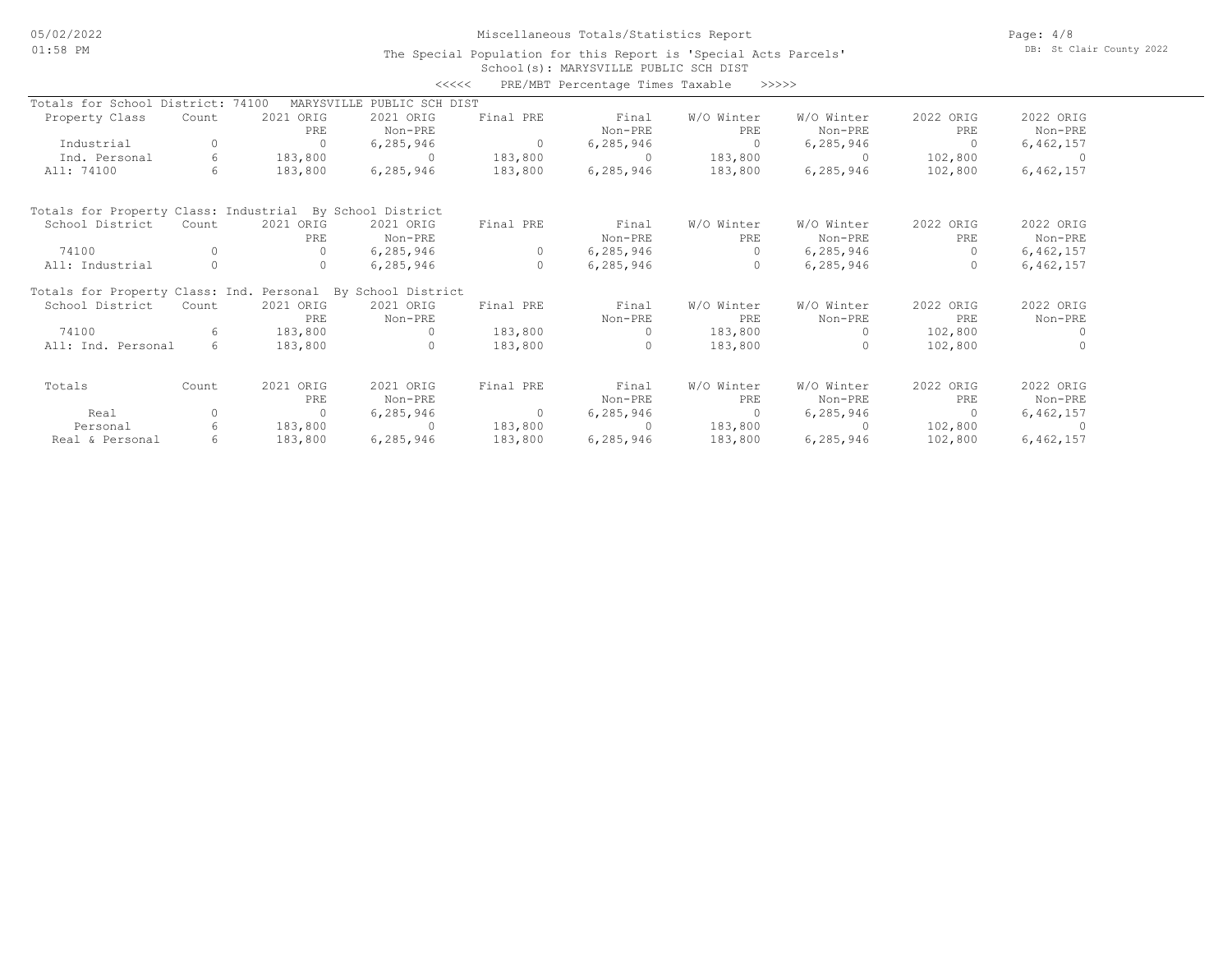Miscellaneous Totals/Statistics Report

The Special Population for this Report is 'Special Acts Parcels'

School(s): MARYSVILLE PUBLIC SCH DIST

<<<<< PRE/MBT Percentage Times Taxable >>>>>

Totals for School District: 74100 MARYSVILLE PUBLIC SCH DIST

| Property Class | Count | 2021 ORIG PRE | 2021 ORIG Non-PRE | Final PRE | Final Non-PRE | W/O Winter PRE | W/O Winter Non-PRE | 2022 ORIG PRE | 2022 ORIG Non-PRE |
|---|---|---|---|---|---|---|---|---|---|
| Industrial | 0 | 0 | 6,285,946 | 0 | 6,285,946 | 0 | 6,285,946 | 0 | 6,462,157 |
| Ind. Personal | 6 | 183,800 | 0 | 183,800 | 0 | 183,800 | 0 | 102,800 | 0 |
| All: 74100 | 6 | 183,800 | 6,285,946 | 183,800 | 6,285,946 | 183,800 | 6,285,946 | 102,800 | 6,462,157 |

Totals for Property Class: Industrial By School District

| School District | Count | 2021 ORIG PRE | 2021 ORIG Non-PRE | Final PRE | Final Non-PRE | W/O Winter PRE | W/O Winter Non-PRE | 2022 ORIG PRE | 2022 ORIG Non-PRE |
|---|---|---|---|---|---|---|---|---|---|
| 74100 | 0 | 0 | 6,285,946 | 0 | 6,285,946 | 0 | 6,285,946 | 0 | 6,462,157 |
| All: Industrial | 0 | 0 | 6,285,946 | 0 | 6,285,946 | 0 | 6,285,946 | 0 | 6,462,157 |

Totals for Property Class: Ind. Personal By School District

| School District | Count | 2021 ORIG PRE | 2021 ORIG Non-PRE | Final PRE | Final Non-PRE | W/O Winter PRE | W/O Winter Non-PRE | 2022 ORIG PRE | 2022 ORIG Non-PRE |
|---|---|---|---|---|---|---|---|---|---|
| 74100 | 6 | 183,800 | 0 | 183,800 | 0 | 183,800 | 0 | 102,800 | 0 |
| All: Ind. Personal | 6 | 183,800 | 0 | 183,800 | 0 | 183,800 | 0 | 102,800 | 0 |

| Totals | Count | 2021 ORIG PRE | 2021 ORIG Non-PRE | Final PRE | Final Non-PRE | W/O Winter PRE | W/O Winter Non-PRE | 2022 ORIG PRE | 2022 ORIG Non-PRE |
|---|---|---|---|---|---|---|---|---|---|
| Real | 0 | 0 | 6,285,946 | 0 | 6,285,946 | 0 | 6,285,946 | 0 | 6,462,157 |
| Personal | 6 | 183,800 | 0 | 183,800 | 0 | 183,800 | 0 | 102,800 | 0 |
| Real & Personal | 6 | 183,800 | 6,285,946 | 183,800 | 6,285,946 | 183,800 | 6,285,946 | 102,800 | 6,462,157 |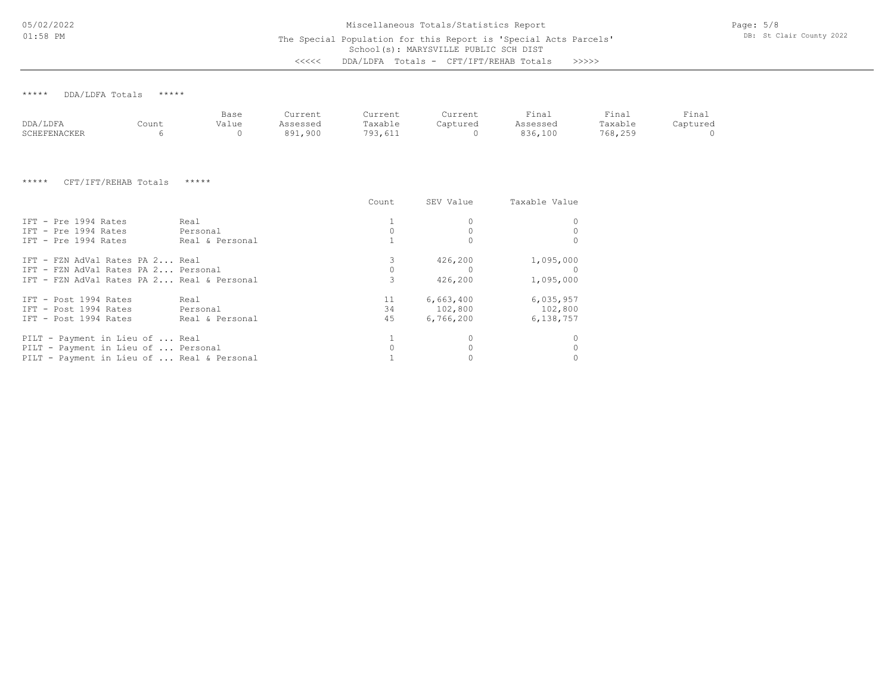Miscellaneous Totals/Statistics Report

The Special Population for this Report is 'Special Acts Parcels'

School(s): MARYSVILLE PUBLIC SCH DIST

<<<<< DDA/LDFA Totals - CFT/IFT/REHAB Totals >>>>>

***** DDA/LDFA Totals *****

| DDA/LDFA | Count | Base Value | Current Assessed | Current Taxable | Current Captured | Final Assessed | Final Taxable | Final Captured |
|---|---|---|---|---|---|---|---|---|
| SCHEFENACKER | 6 | 0 | 891,900 | 793,611 | 0 | 836,100 | 768,259 | 0 |

***** CFT/IFT/REHAB Totals *****

| | | Count | SEV Value | Taxable Value |
|---|---|---|---|---|
| IFT - Pre 1994 Rates | Real | 1 | 0 | 0 |
| IFT - Pre 1994 Rates | Personal | 0 | 0 | 0 |
| IFT - Pre 1994 Rates | Real & Personal | 1 | 0 | 0 |
| IFT - FZN AdVal Rates PA 2... | Real | 3 | 426,200 | 1,095,000 |
| IFT - FZN AdVal Rates PA 2... | Personal | 0 | 0 | 0 |
| IFT - FZN AdVal Rates PA 2... | Real & Personal | 3 | 426,200 | 1,095,000 |
| IFT - Post 1994 Rates | Real | 11 | 6,663,400 | 6,035,957 |
| IFT - Post 1994 Rates | Personal | 34 | 102,800 | 102,800 |
| IFT - Post 1994 Rates | Real & Personal | 45 | 6,766,200 | 6,138,757 |
| PILT - Payment in Lieu of ... | Real | 1 | 0 | 0 |
| PILT - Payment in Lieu of ... | Personal | 0 | 0 | 0 |
| PILT - Payment in Lieu of ... | Real & Personal | 1 | 0 | 0 |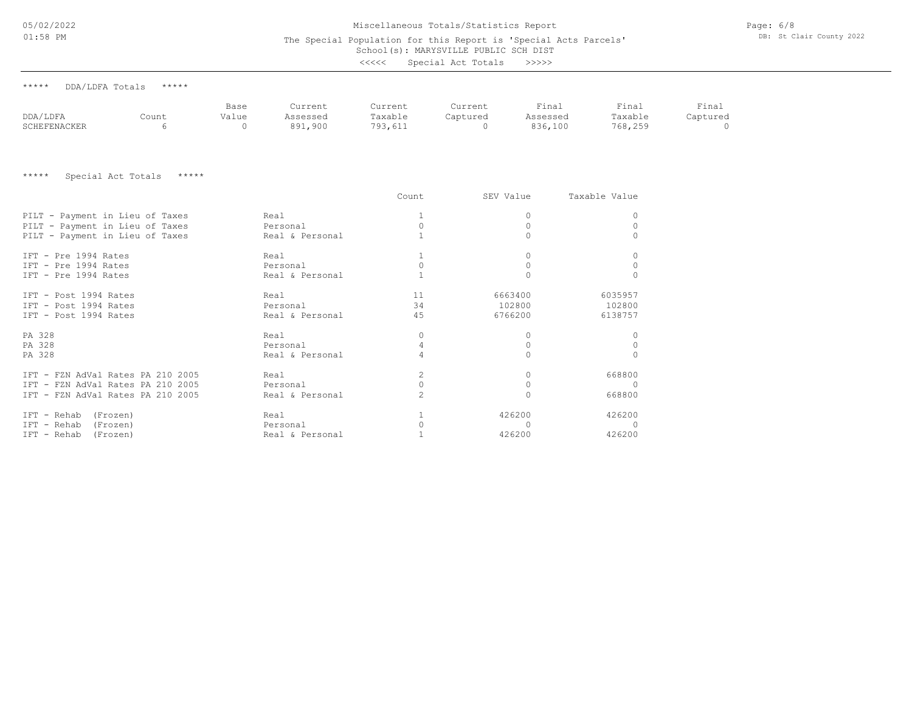# Miscellaneous Totals/Statistics Report

The Special Population for this Report is 'Special Acts Parcels'
School(s): MARYSVILLE PUBLIC SCH DIST
<<<<< Special Act Totals >>>>>

***** DDA/LDFA Totals *****

| DDA/LDFA | Count | Base Value | Current Assessed | Current Taxable | Current Captured | Final Assessed | Final Taxable | Final Captured |
|---|---|---|---|---|---|---|---|---|
| SCHEFENACKER | 6 | 0 | 891,900 | 793,611 | 0 | 836,100 | 768,259 | 0 |

***** Special Act Totals *****

| | | Count | SEV Value | Taxable Value |
|---|---|---|---|---|
| PILT - Payment in Lieu of Taxes | Real | 1 | 0 | 0 |
| PILT - Payment in Lieu of Taxes | Personal | 0 | 0 | 0 |
| PILT - Payment in Lieu of Taxes | Real & Personal | 1 | 0 | 0 |
| IFT - Pre 1994 Rates | Real | 1 | 0 | 0 |
| IFT - Pre 1994 Rates | Personal | 0 | 0 | 0 |
| IFT - Pre 1994 Rates | Real & Personal | 1 | 0 | 0 |
| IFT - Post 1994 Rates | Real | 11 | 6663400 | 6035957 |
| IFT - Post 1994 Rates | Personal | 34 | 102800 | 102800 |
| IFT - Post 1994 Rates | Real & Personal | 45 | 6766200 | 6138757 |
| PA 328 | Real | 0 | 0 | 0 |
| PA 328 | Personal | 4 | 0 | 0 |
| PA 328 | Real & Personal | 4 | 0 | 0 |
| IFT - FZN AdVal Rates PA 210 2005 | Real | 2 | 0 | 668800 |
| IFT - FZN AdVal Rates PA 210 2005 | Personal | 0 | 0 | 0 |
| IFT - FZN AdVal Rates PA 210 2005 | Real & Personal | 2 | 0 | 668800 |
| IFT - Rehab (Frozen) | Real | 1 | 426200 | 426200 |
| IFT - Rehab (Frozen) | Personal | 0 | 0 | 0 |
| IFT - Rehab (Frozen) | Real & Personal | 1 | 426200 | 426200 |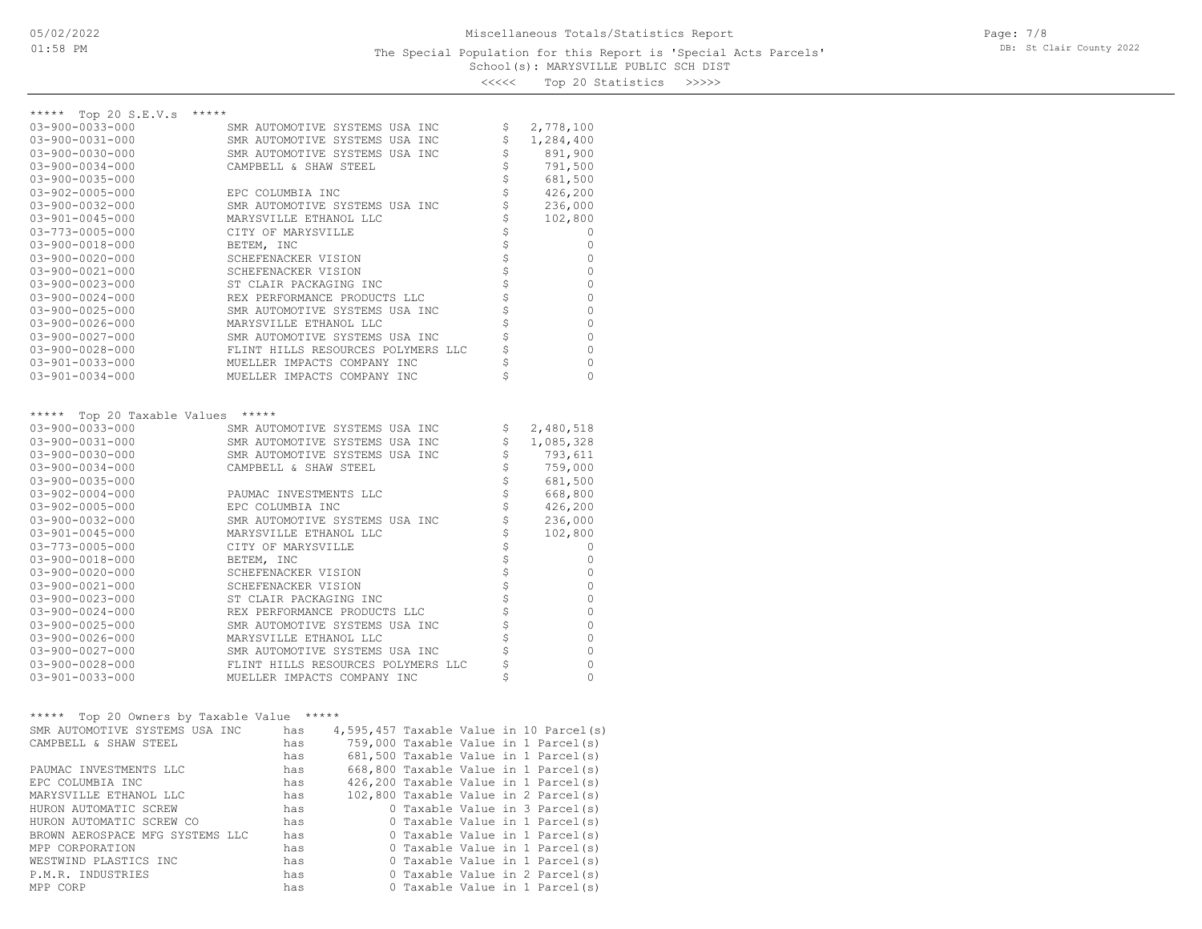Miscellaneous Totals/Statistics Report

The Special Population for this Report is 'Special Acts Parcels'

School(s): MARYSVILLE PUBLIC SCH DIST

<<<<< Top 20 Statistics >>>>>

***** Top 20 S.E.V.s *****

| Parcel | Owner | Value |
|---|---|---|
| 03-900-0033-000 | SMR AUTOMOTIVE SYSTEMS USA INC | $ 2,778,100 |
| 03-900-0031-000 | SMR AUTOMOTIVE SYSTEMS USA INC | $ 1,284,400 |
| 03-900-0030-000 | SMR AUTOMOTIVE SYSTEMS USA INC | $ 891,900 |
| 03-900-0034-000 | CAMPBELL & SHAW STEEL | $ 791,500 |
| 03-900-0035-000 | | $ 681,500 |
| 03-902-0005-000 | EPC COLUMBIA INC | $ 426,200 |
| 03-900-0032-000 | SMR AUTOMOTIVE SYSTEMS USA INC | $ 236,000 |
| 03-901-0045-000 | MARYSVILLE ETHANOL LLC | $ 102,800 |
| 03-773-0005-000 | CITY OF MARYSVILLE | $ 0 |
| 03-900-0018-000 | BETEM, INC | $ 0 |
| 03-900-0020-000 | SCHEFENACKER VISION | $ 0 |
| 03-900-0021-000 | SCHEFENACKER VISION | $ 0 |
| 03-900-0023-000 | ST CLAIR PACKAGING INC | $ 0 |
| 03-900-0024-000 | REX PERFORMANCE PRODUCTS LLC | $ 0 |
| 03-900-0025-000 | SMR AUTOMOTIVE SYSTEMS USA INC | $ 0 |
| 03-900-0026-000 | MARYSVILLE ETHANOL LLC | $ 0 |
| 03-900-0027-000 | SMR AUTOMOTIVE SYSTEMS USA INC | $ 0 |
| 03-900-0028-000 | FLINT HILLS RESOURCES POLYMERS LLC | $ 0 |
| 03-901-0033-000 | MUELLER IMPACTS COMPANY INC | $ 0 |
| 03-901-0034-000 | MUELLER IMPACTS COMPANY INC | $ 0 |

***** Top 20 Taxable Values *****

| Parcel | Owner | Value |
|---|---|---|
| 03-900-0033-000 | SMR AUTOMOTIVE SYSTEMS USA INC | $ 2,480,518 |
| 03-900-0031-000 | SMR AUTOMOTIVE SYSTEMS USA INC | $ 1,085,328 |
| 03-900-0030-000 | SMR AUTOMOTIVE SYSTEMS USA INC | $ 793,611 |
| 03-900-0034-000 | CAMPBELL & SHAW STEEL | $ 759,000 |
| 03-900-0035-000 | | $ 681,500 |
| 03-902-0004-000 | PAUMAC INVESTMENTS LLC | $ 668,800 |
| 03-902-0005-000 | EPC COLUMBIA INC | $ 426,200 |
| 03-900-0032-000 | SMR AUTOMOTIVE SYSTEMS USA INC | $ 236,000 |
| 03-901-0045-000 | MARYSVILLE ETHANOL LLC | $ 102,800 |
| 03-773-0005-000 | CITY OF MARYSVILLE | $ 0 |
| 03-900-0018-000 | BETEM, INC | $ 0 |
| 03-900-0020-000 | SCHEFENACKER VISION | $ 0 |
| 03-900-0021-000 | SCHEFENACKER VISION | $ 0 |
| 03-900-0023-000 | ST CLAIR PACKAGING INC | $ 0 |
| 03-900-0024-000 | REX PERFORMANCE PRODUCTS LLC | $ 0 |
| 03-900-0025-000 | SMR AUTOMOTIVE SYSTEMS USA INC | $ 0 |
| 03-900-0026-000 | MARYSVILLE ETHANOL LLC | $ 0 |
| 03-900-0027-000 | SMR AUTOMOTIVE SYSTEMS USA INC | $ 0 |
| 03-900-0028-000 | FLINT HILLS RESOURCES POLYMERS LLC | $ 0 |
| 03-901-0033-000 | MUELLER IMPACTS COMPANY INC | $ 0 |

***** Top 20 Owners by Taxable Value *****

| Owner | | Taxable Value | Parcels |
|---|---|---|---|
| SMR AUTOMOTIVE SYSTEMS USA INC | has | 4,595,457 Taxable Value | in 10 Parcel(s) |
| CAMPBELL & SHAW STEEL | has | 759,000 Taxable Value | in 1 Parcel(s) |
| | has | 681,500 Taxable Value | in 1 Parcel(s) |
| PAUMAC INVESTMENTS LLC | has | 668,800 Taxable Value | in 1 Parcel(s) |
| EPC COLUMBIA INC | has | 426,200 Taxable Value | in 1 Parcel(s) |
| MARYSVILLE ETHANOL LLC | has | 102,800 Taxable Value | in 2 Parcel(s) |
| HURON AUTOMATIC SCREW | has | 0 Taxable Value | in 3 Parcel(s) |
| HURON AUTOMATIC SCREW CO | has | 0 Taxable Value | in 1 Parcel(s) |
| BROWN AEROSPACE MFG SYSTEMS LLC | has | 0 Taxable Value | in 1 Parcel(s) |
| MPP CORPORATION | has | 0 Taxable Value | in 1 Parcel(s) |
| WESTWIND PLASTICS INC | has | 0 Taxable Value | in 1 Parcel(s) |
| P.M.R. INDUSTRIES | has | 0 Taxable Value | in 2 Parcel(s) |
| MPP CORP | has | 0 Taxable Value | in 1 Parcel(s) |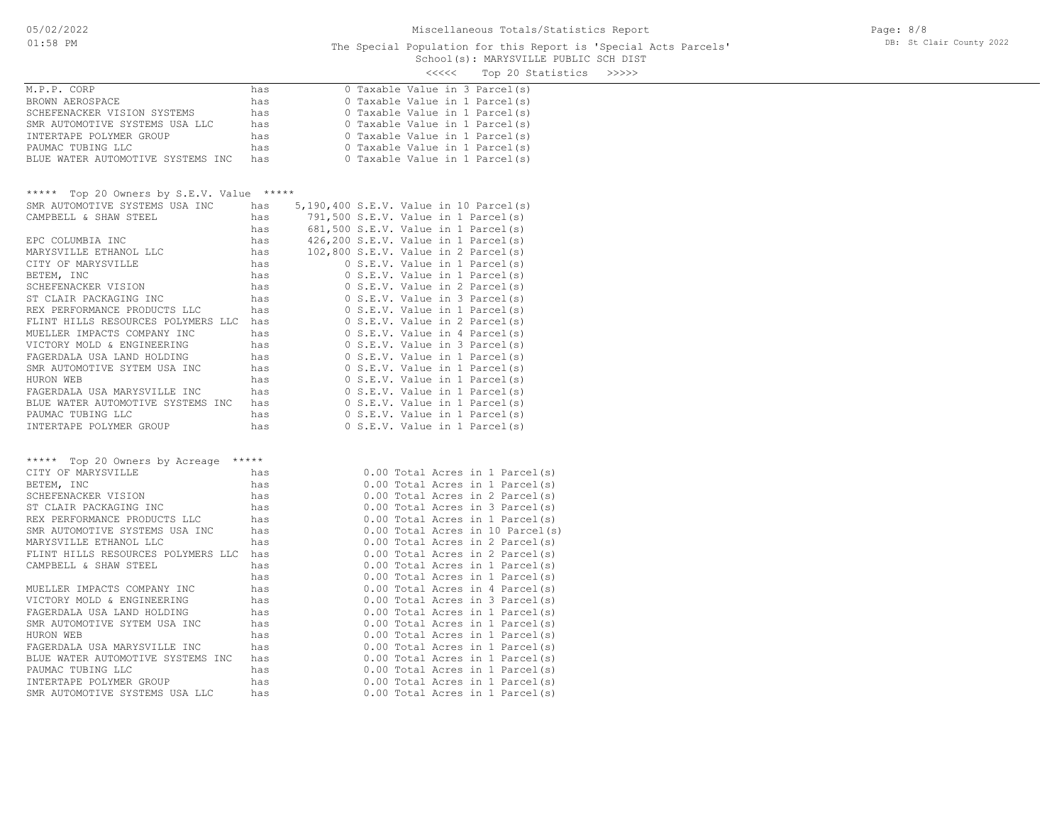Miscellaneous Totals/Statistics Report

The Special Population for this Report is 'Special Acts Parcels'

School(s): MARYSVILLE PUBLIC SCH DIST

<<<<< Top 20 Statistics >>>>>

| | | |
|---|---|---|
| M.P.P. CORP | has | 0 Taxable Value in 3 Parcel(s) |
| BROWN AEROSPACE | has | 0 Taxable Value in 1 Parcel(s) |
| SCHEFENACKER VISION SYSTEMS | has | 0 Taxable Value in 1 Parcel(s) |
| SMR AUTOMOTIVE SYSTEMS USA LLC | has | 0 Taxable Value in 1 Parcel(s) |
| INTERTAPE POLYMER GROUP | has | 0 Taxable Value in 1 Parcel(s) |
| PAUMAC TUBING LLC | has | 0 Taxable Value in 1 Parcel(s) |
| BLUE WATER AUTOMOTIVE SYSTEMS INC | has | 0 Taxable Value in 1 Parcel(s) |

***** Top 20 Owners by S.E.V. Value *****

| | | |
|---|---|---|
| SMR AUTOMOTIVE SYSTEMS USA INC | has | 5,190,400 S.E.V. Value in 10 Parcel(s) |
| CAMPBELL & SHAW STEEL | has | 791,500 S.E.V. Value in 1 Parcel(s) |
| | has | 681,500 S.E.V. Value in 1 Parcel(s) |
| EPC COLUMBIA INC | has | 426,200 S.E.V. Value in 1 Parcel(s) |
| MARYSVILLE ETHANOL LLC | has | 102,800 S.E.V. Value in 2 Parcel(s) |
| CITY OF MARYSVILLE | has | 0 S.E.V. Value in 1 Parcel(s) |
| BETEM, INC | has | 0 S.E.V. Value in 1 Parcel(s) |
| SCHEFENACKER VISION | has | 0 S.E.V. Value in 2 Parcel(s) |
| ST CLAIR PACKAGING INC | has | 0 S.E.V. Value in 3 Parcel(s) |
| REX PERFORMANCE PRODUCTS LLC | has | 0 S.E.V. Value in 1 Parcel(s) |
| FLINT HILLS RESOURCES POLYMERS LLC | has | 0 S.E.V. Value in 2 Parcel(s) |
| MUELLER IMPACTS COMPANY INC | has | 0 S.E.V. Value in 4 Parcel(s) |
| VICTORY MOLD & ENGINEERING | has | 0 S.E.V. Value in 3 Parcel(s) |
| FAGERDALA USA LAND HOLDING | has | 0 S.E.V. Value in 1 Parcel(s) |
| SMR AUTOMOTIVE SYTEM USA INC | has | 0 S.E.V. Value in 1 Parcel(s) |
| HURON WEB | has | 0 S.E.V. Value in 1 Parcel(s) |
| FAGERDALA USA MARYSVILLE INC | has | 0 S.E.V. Value in 1 Parcel(s) |
| BLUE WATER AUTOMOTIVE SYSTEMS INC | has | 0 S.E.V. Value in 1 Parcel(s) |
| PAUMAC TUBING LLC | has | 0 S.E.V. Value in 1 Parcel(s) |
| INTERTAPE POLYMER GROUP | has | 0 S.E.V. Value in 1 Parcel(s) |

***** Top 20 Owners by Acreage *****

| | | |
|---|---|---|
| CITY OF MARYSVILLE | has | 0.00 Total Acres in 1 Parcel(s) |
| BETEM, INC | has | 0.00 Total Acres in 1 Parcel(s) |
| SCHEFENACKER VISION | has | 0.00 Total Acres in 2 Parcel(s) |
| ST CLAIR PACKAGING INC | has | 0.00 Total Acres in 3 Parcel(s) |
| REX PERFORMANCE PRODUCTS LLC | has | 0.00 Total Acres in 1 Parcel(s) |
| SMR AUTOMOTIVE SYSTEMS USA INC | has | 0.00 Total Acres in 10 Parcel(s) |
| MARYSVILLE ETHANOL LLC | has | 0.00 Total Acres in 2 Parcel(s) |
| FLINT HILLS RESOURCES POLYMERS LLC | has | 0.00 Total Acres in 2 Parcel(s) |
| CAMPBELL & SHAW STEEL | has | 0.00 Total Acres in 1 Parcel(s) |
| | has | 0.00 Total Acres in 1 Parcel(s) |
| MUELLER IMPACTS COMPANY INC | has | 0.00 Total Acres in 4 Parcel(s) |
| VICTORY MOLD & ENGINEERING | has | 0.00 Total Acres in 3 Parcel(s) |
| FAGERDALA USA LAND HOLDING | has | 0.00 Total Acres in 1 Parcel(s) |
| SMR AUTOMOTIVE SYTEM USA INC | has | 0.00 Total Acres in 1 Parcel(s) |
| HURON WEB | has | 0.00 Total Acres in 1 Parcel(s) |
| FAGERDALA USA MARYSVILLE INC | has | 0.00 Total Acres in 1 Parcel(s) |
| BLUE WATER AUTOMOTIVE SYSTEMS INC | has | 0.00 Total Acres in 1 Parcel(s) |
| PAUMAC TUBING LLC | has | 0.00 Total Acres in 1 Parcel(s) |
| INTERTAPE POLYMER GROUP | has | 0.00 Total Acres in 1 Parcel(s) |
| SMR AUTOMOTIVE SYSTEMS USA LLC | has | 0.00 Total Acres in 1 Parcel(s) |